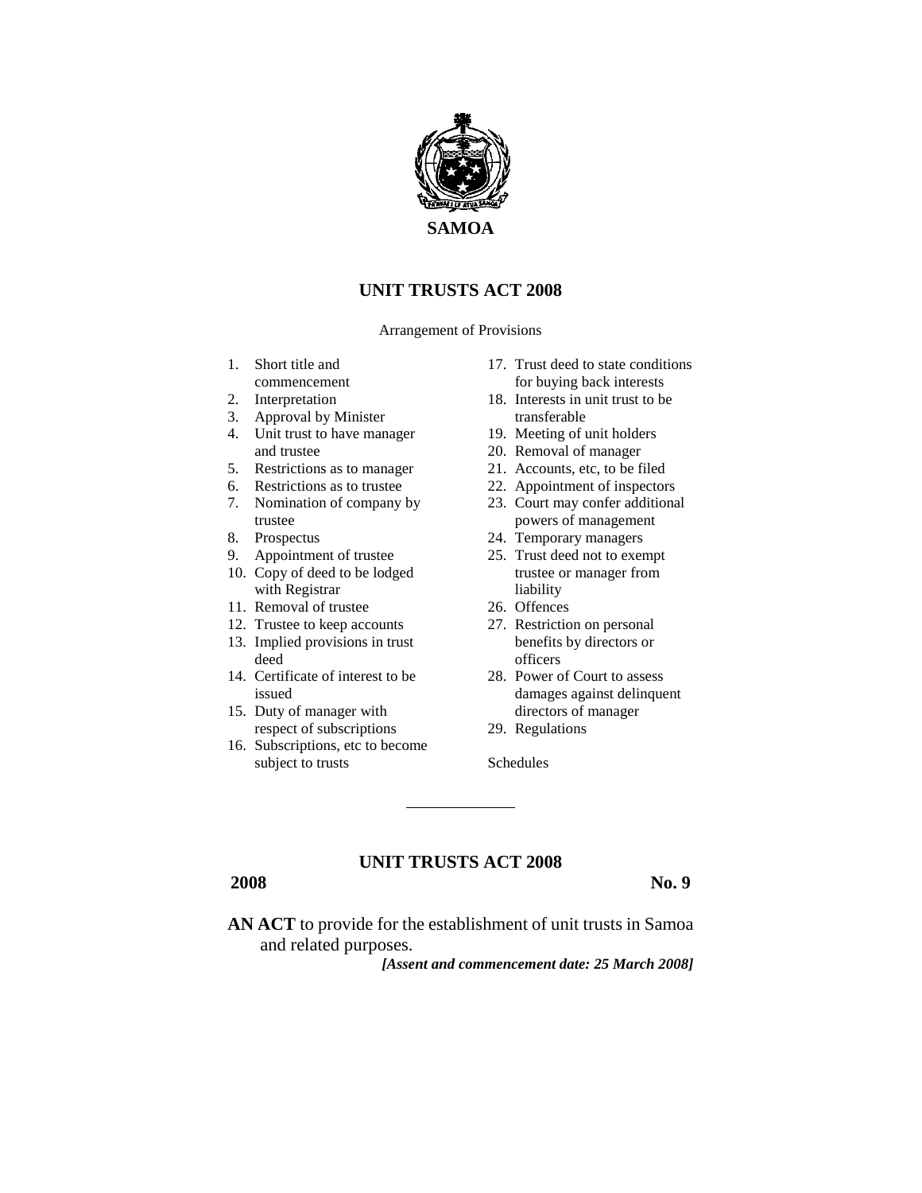**SAMOA**

# UNIT TRUSTS ACT 2008

Arrangement of Provisions

1. Short title and commencement
2. Interpretation
3. Approval by Minister
4. Unit trust to have manager and trustee
5. Restrictions as to manager
6. Restrictions as to trustee
7. Nomination of company by trustee
8. Prospectus
9. Appointment of trustee
10. Copy of deed to be lodged with Registrar
11. Removal of trustee
12. Trustee to keep accounts
13. Implied provisions in trust deed
14. Certificate of interest to be issued
15. Duty of manager with respect of subscriptions
16. Subscriptions, etc to become subject to trusts
17. Trust deed to state conditions for buying back interests
18. Interests in unit trust to be transferable
19. Meeting of unit holders
20. Removal of manager
21. Accounts, etc, to be filed
22. Appointment of inspectors
23. Court may confer additional powers of management
24. Temporary managers
25. Trust deed not to exempt trustee or manager from liability
26. Offences
27. Restriction on personal benefits by directors or officers
28. Power of Court to assess damages against delinquent directors of manager
29. Regulations

Schedules

---

## UNIT TRUSTS ACT 2008

**2008** **No. 9**

**AN ACT** to provide for the establishment of unit trusts in Samoa and related purposes.

***[Assent and commencement date: 25 March 2008]***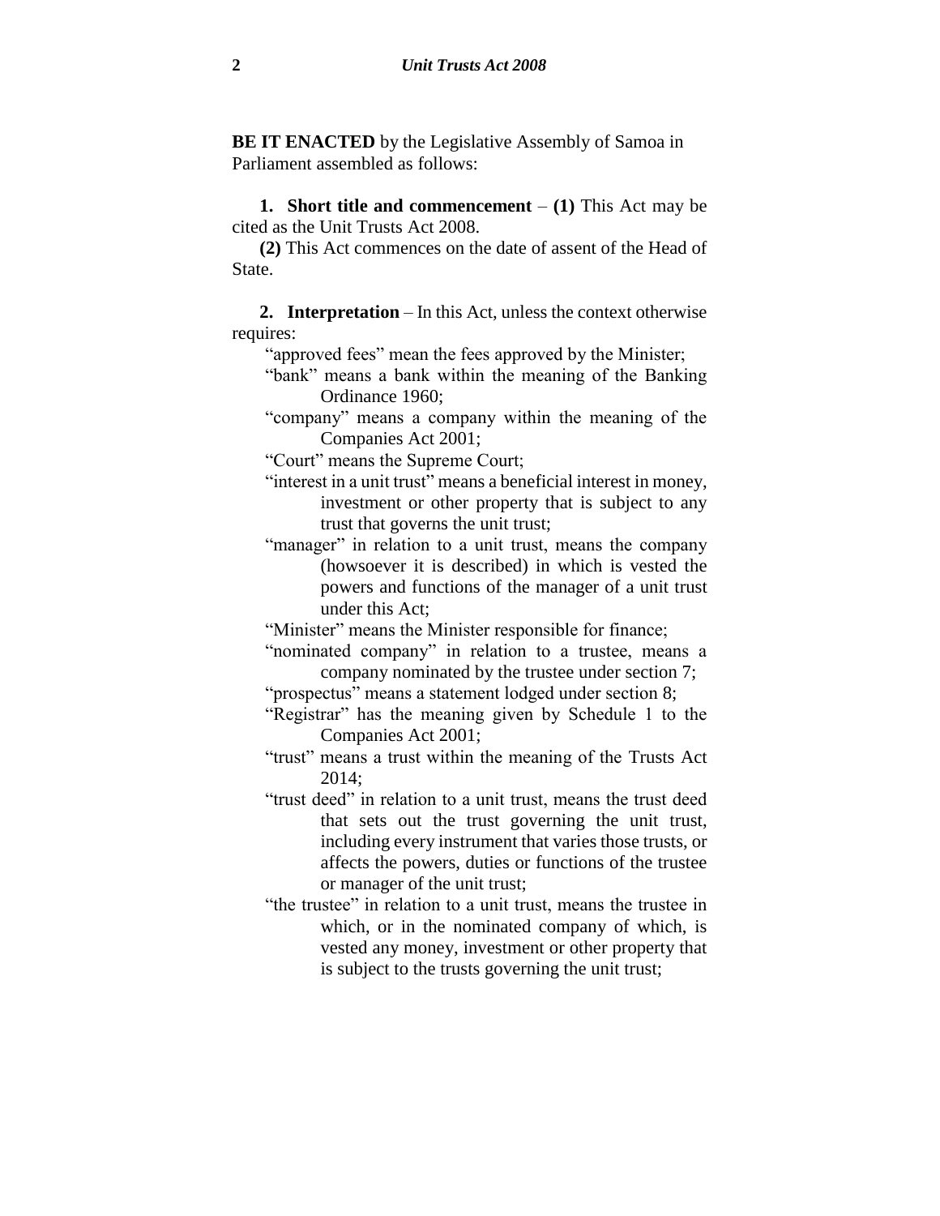**BE IT ENACTED** by the Legislative Assembly of Samoa in Parliament assembled as follows:

**1. Short title and commencement** – **(1)** This Act may be cited as the Unit Trusts Act 2008.

**(2)** This Act commences on the date of assent of the Head of State.

**2. Interpretation** – In this Act, unless the context otherwise requires:

"approved fees" mean the fees approved by the Minister;

"bank" means a bank within the meaning of the Banking Ordinance 1960;

"company" means a company within the meaning of the Companies Act 2001;

"Court" means the Supreme Court;

"interest in a unit trust" means a beneficial interest in money, investment or other property that is subject to any trust that governs the unit trust;

"manager" in relation to a unit trust, means the company (howsoever it is described) in which is vested the powers and functions of the manager of a unit trust under this Act;

"Minister" means the Minister responsible for finance;

"nominated company" in relation to a trustee, means a company nominated by the trustee under section 7;

"prospectus" means a statement lodged under section 8;

"Registrar" has the meaning given by Schedule 1 to the Companies Act 2001;

"trust" means a trust within the meaning of the Trusts Act 2014;

"trust deed" in relation to a unit trust, means the trust deed that sets out the trust governing the unit trust, including every instrument that varies those trusts, or affects the powers, duties or functions of the trustee or manager of the unit trust;

"the trustee" in relation to a unit trust, means the trustee in which, or in the nominated company of which, is vested any money, investment or other property that is subject to the trusts governing the unit trust;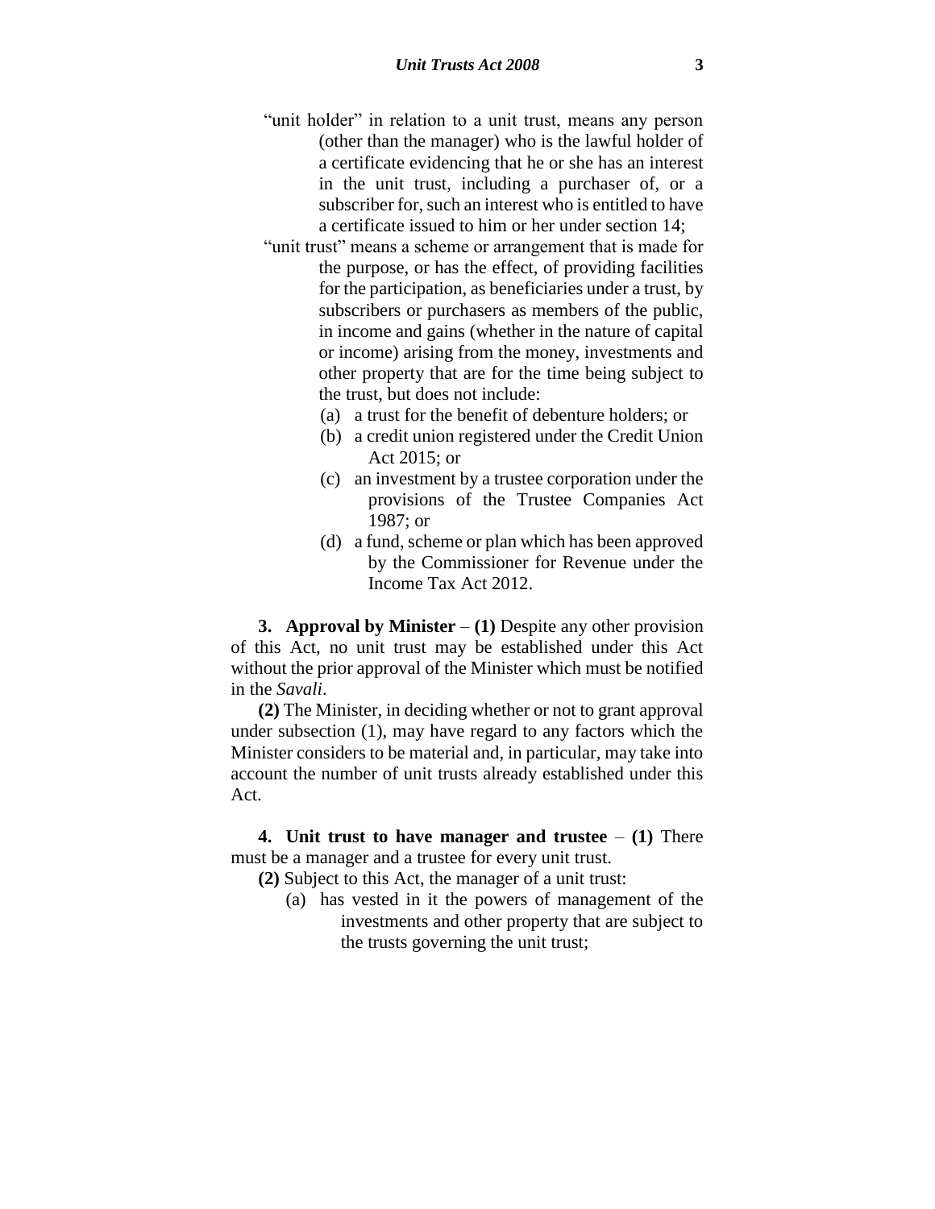"unit holder" in relation to a unit trust, means any person (other than the manager) who is the lawful holder of a certificate evidencing that he or she has an interest in the unit trust, including a purchaser of, or a subscriber for, such an interest who is entitled to have a certificate issued to him or her under section 14;

"unit trust" means a scheme or arrangement that is made for the purpose, or has the effect, of providing facilities for the participation, as beneficiaries under a trust, by subscribers or purchasers as members of the public, in income and gains (whether in the nature of capital or income) arising from the money, investments and other property that are for the time being subject to the trust, but does not include:

- (a) a trust for the benefit of debenture holders; or
- (b) a credit union registered under the Credit Union Act 2015; or
- (c) an investment by a trustee corporation under the provisions of the Trustee Companies Act 1987; or
- (d) a fund, scheme or plan which has been approved by the Commissioner for Revenue under the Income Tax Act 2012.

**3. Approval by Minister** – **(1)** Despite any other provision of this Act, no unit trust may be established under this Act without the prior approval of the Minister which must be notified in the *Savali*.

**(2)** The Minister, in deciding whether or not to grant approval under subsection (1), may have regard to any factors which the Minister considers to be material and, in particular, may take into account the number of unit trusts already established under this Act.

**4. Unit trust to have manager and trustee** – **(1)** There must be a manager and a trustee for every unit trust.

**(2)** Subject to this Act, the manager of a unit trust:

- (a) has vested in it the powers of management of the investments and other property that are subject to the trusts governing the unit trust;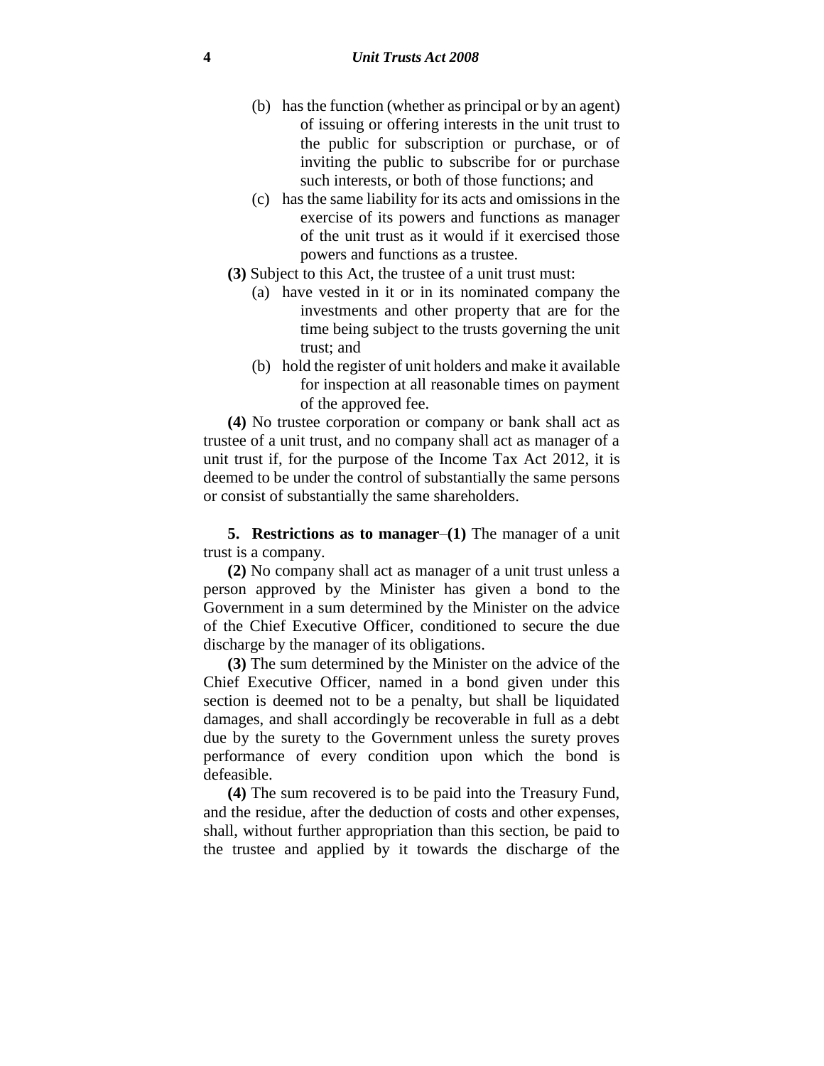(b) has the function (whether as principal or by an agent) of issuing or offering interests in the unit trust to the public for subscription or purchase, or of inviting the public to subscribe for or purchase such interests, or both of those functions; and

(c) has the same liability for its acts and omissions in the exercise of its powers and functions as manager of the unit trust as it would if it exercised those powers and functions as a trustee.

**(3)** Subject to this Act, the trustee of a unit trust must:

(a) have vested in it or in its nominated company the investments and other property that are for the time being subject to the trusts governing the unit trust; and

(b) hold the register of unit holders and make it available for inspection at all reasonable times on payment of the approved fee.

**(4)** No trustee corporation or company or bank shall act as trustee of a unit trust, and no company shall act as manager of a unit trust if, for the purpose of the Income Tax Act 2012, it is deemed to be under the control of substantially the same persons or consist of substantially the same shareholders.

**5. Restrictions as to manager**–**(1)** The manager of a unit trust is a company.

**(2)** No company shall act as manager of a unit trust unless a person approved by the Minister has given a bond to the Government in a sum determined by the Minister on the advice of the Chief Executive Officer, conditioned to secure the due discharge by the manager of its obligations.

**(3)** The sum determined by the Minister on the advice of the Chief Executive Officer, named in a bond given under this section is deemed not to be a penalty, but shall be liquidated damages, and shall accordingly be recoverable in full as a debt due by the surety to the Government unless the surety proves performance of every condition upon which the bond is defeasible.

**(4)** The sum recovered is to be paid into the Treasury Fund, and the residue, after the deduction of costs and other expenses, shall, without further appropriation than this section, be paid to the trustee and applied by it towards the discharge of the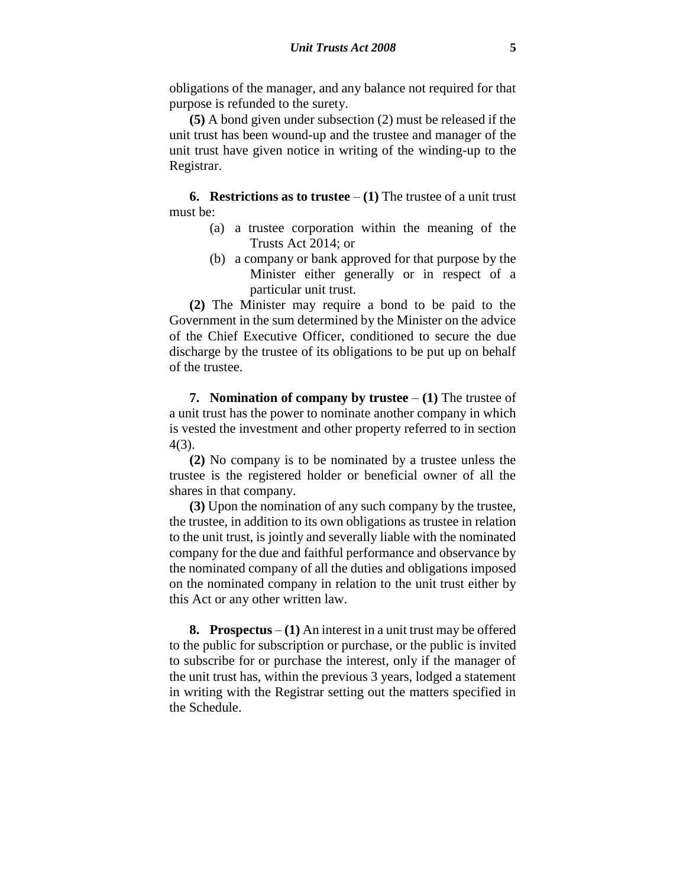obligations of the manager, and any balance not required for that purpose is refunded to the surety.

**(5)** A bond given under subsection (2) must be released if the unit trust has been wound-up and the trustee and manager of the unit trust have given notice in writing of the winding-up to the Registrar.

**6. Restrictions as to trustee** – **(1)** The trustee of a unit trust must be:

(a) a trustee corporation within the meaning of the Trusts Act 2014; or

(b) a company or bank approved for that purpose by the Minister either generally or in respect of a particular unit trust.

**(2)** The Minister may require a bond to be paid to the Government in the sum determined by the Minister on the advice of the Chief Executive Officer, conditioned to secure the due discharge by the trustee of its obligations to be put up on behalf of the trustee.

**7. Nomination of company by trustee** – **(1)** The trustee of a unit trust has the power to nominate another company in which is vested the investment and other property referred to in section 4(3).

**(2)** No company is to be nominated by a trustee unless the trustee is the registered holder or beneficial owner of all the shares in that company.

**(3)** Upon the nomination of any such company by the trustee, the trustee, in addition to its own obligations as trustee in relation to the unit trust, is jointly and severally liable with the nominated company for the due and faithful performance and observance by the nominated company of all the duties and obligations imposed on the nominated company in relation to the unit trust either by this Act or any other written law.

**8. Prospectus** – **(1)** An interest in a unit trust may be offered to the public for subscription or purchase, or the public is invited to subscribe for or purchase the interest, only if the manager of the unit trust has, within the previous 3 years, lodged a statement in writing with the Registrar setting out the matters specified in the Schedule.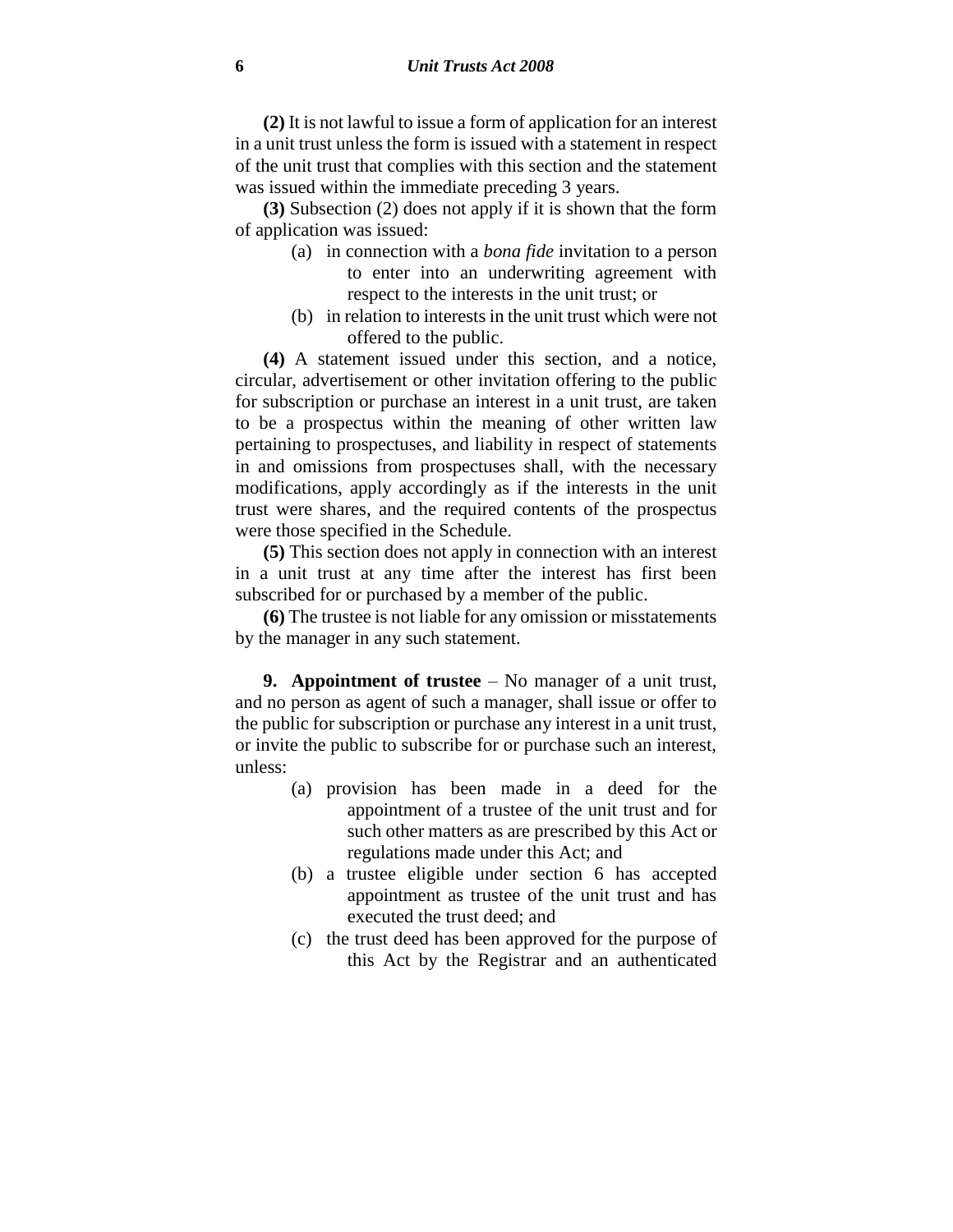**(2)** It is not lawful to issue a form of application for an interest in a unit trust unless the form is issued with a statement in respect of the unit trust that complies with this section and the statement was issued within the immediate preceding 3 years.

**(3)** Subsection (2) does not apply if it is shown that the form of application was issued:

(a) in connection with a *bona fide* invitation to a person to enter into an underwriting agreement with respect to the interests in the unit trust; or

(b) in relation to interests in the unit trust which were not offered to the public.

**(4)** A statement issued under this section, and a notice, circular, advertisement or other invitation offering to the public for subscription or purchase an interest in a unit trust, are taken to be a prospectus within the meaning of other written law pertaining to prospectuses, and liability in respect of statements in and omissions from prospectuses shall, with the necessary modifications, apply accordingly as if the interests in the unit trust were shares, and the required contents of the prospectus were those specified in the Schedule.

**(5)** This section does not apply in connection with an interest in a unit trust at any time after the interest has first been subscribed for or purchased by a member of the public.

**(6)** The trustee is not liable for any omission or misstatements by the manager in any such statement.

**9. Appointment of trustee** – No manager of a unit trust, and no person as agent of such a manager, shall issue or offer to the public for subscription or purchase any interest in a unit trust, or invite the public to subscribe for or purchase such an interest, unless:

(a) provision has been made in a deed for the appointment of a trustee of the unit trust and for such other matters as are prescribed by this Act or regulations made under this Act; and

(b) a trustee eligible under section 6 has accepted appointment as trustee of the unit trust and has executed the trust deed; and

(c) the trust deed has been approved for the purpose of this Act by the Registrar and an authenticated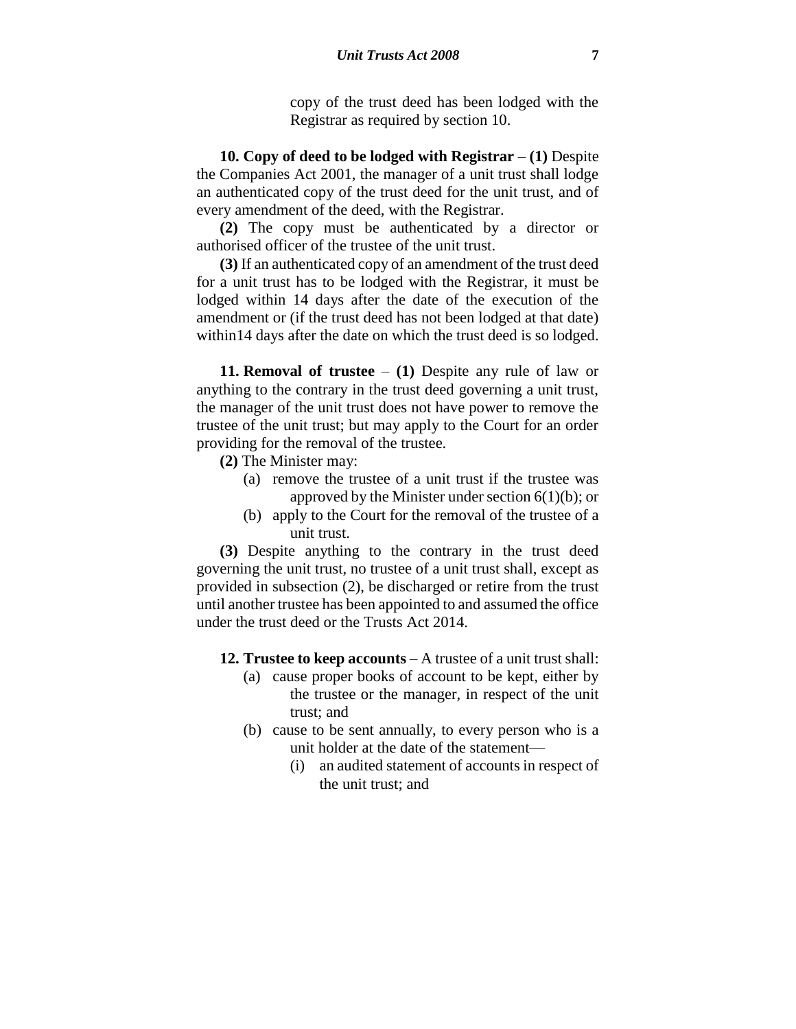copy of the trust deed has been lodged with the Registrar as required by section 10.

**10. Copy of deed to be lodged with Registrar** – **(1)** Despite the Companies Act 2001, the manager of a unit trust shall lodge an authenticated copy of the trust deed for the unit trust, and of every amendment of the deed, with the Registrar.

**(2)** The copy must be authenticated by a director or authorised officer of the trustee of the unit trust.

**(3)** If an authenticated copy of an amendment of the trust deed for a unit trust has to be lodged with the Registrar, it must be lodged within 14 days after the date of the execution of the amendment or (if the trust deed has not been lodged at that date) within14 days after the date on which the trust deed is so lodged.

**11. Removal of trustee** – **(1)** Despite any rule of law or anything to the contrary in the trust deed governing a unit trust, the manager of the unit trust does not have power to remove the trustee of the unit trust; but may apply to the Court for an order providing for the removal of the trustee.

**(2)** The Minister may:

(a) remove the trustee of a unit trust if the trustee was approved by the Minister under section 6(1)(b); or

(b) apply to the Court for the removal of the trustee of a unit trust.

**(3)** Despite anything to the contrary in the trust deed governing the unit trust, no trustee of a unit trust shall, except as provided in subsection (2), be discharged or retire from the trust until another trustee has been appointed to and assumed the office under the trust deed or the Trusts Act 2014.

**12. Trustee to keep accounts** – A trustee of a unit trust shall:

(a) cause proper books of account to be kept, either by the trustee or the manager, in respect of the unit trust; and

(b) cause to be sent annually, to every person who is a unit holder at the date of the statement—

(i) an audited statement of accounts in respect of the unit trust; and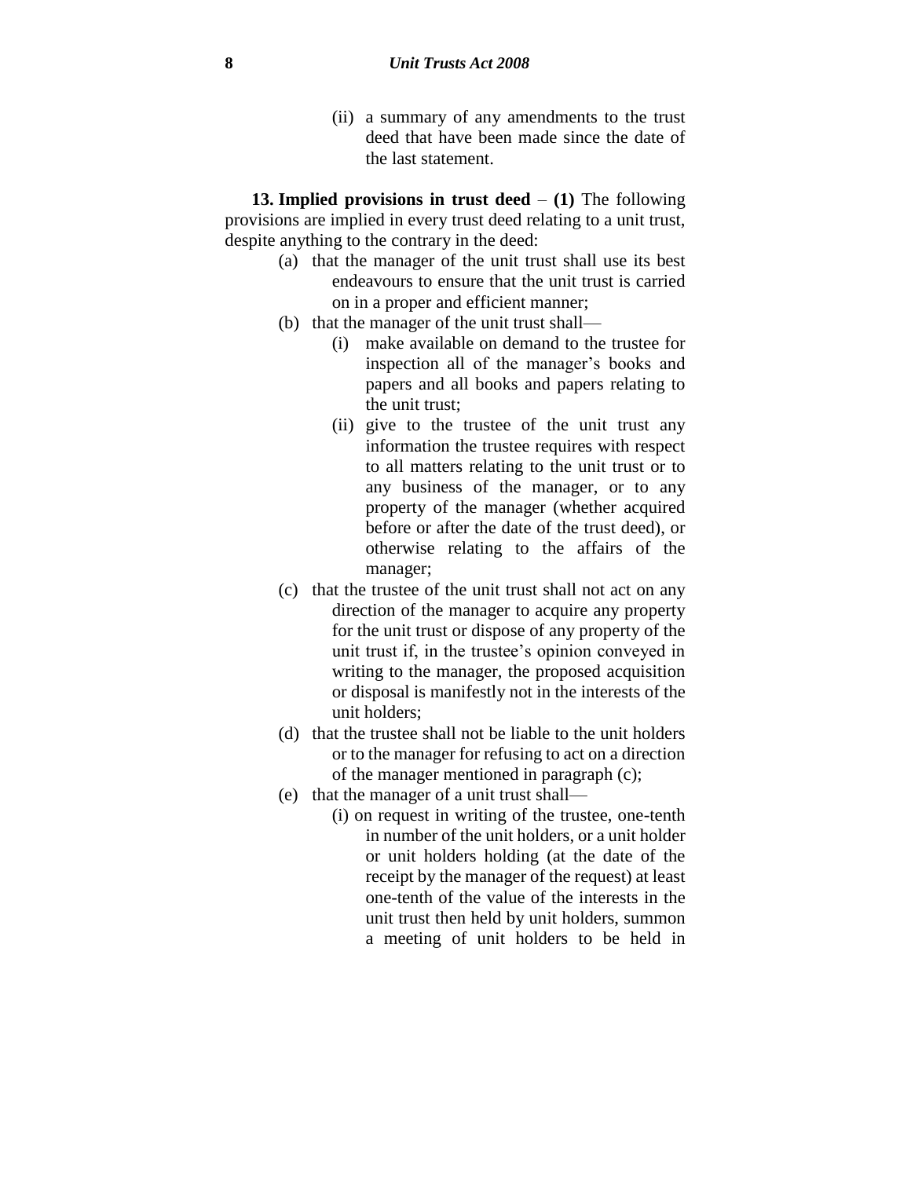(ii) a summary of any amendments to the trust deed that have been made since the date of the last statement.

**13. Implied provisions in trust deed** – **(1)** The following provisions are implied in every trust deed relating to a unit trust, despite anything to the contrary in the deed:

- (a) that the manager of the unit trust shall use its best endeavours to ensure that the unit trust is carried on in a proper and efficient manner;
- (b) that the manager of the unit trust shall—
  - (i) make available on demand to the trustee for inspection all of the manager's books and papers and all books and papers relating to the unit trust;
  - (ii) give to the trustee of the unit trust any information the trustee requires with respect to all matters relating to the unit trust or to any business of the manager, or to any property of the manager (whether acquired before or after the date of the trust deed), or otherwise relating to the affairs of the manager;
- (c) that the trustee of the unit trust shall not act on any direction of the manager to acquire any property for the unit trust or dispose of any property of the unit trust if, in the trustee's opinion conveyed in writing to the manager, the proposed acquisition or disposal is manifestly not in the interests of the unit holders;
- (d) that the trustee shall not be liable to the unit holders or to the manager for refusing to act on a direction of the manager mentioned in paragraph (c);
- (e) that the manager of a unit trust shall—
  - (i) on request in writing of the trustee, one-tenth in number of the unit holders, or a unit holder or unit holders holding (at the date of the receipt by the manager of the request) at least one-tenth of the value of the interests in the unit trust then held by unit holders, summon a meeting of unit holders to be held in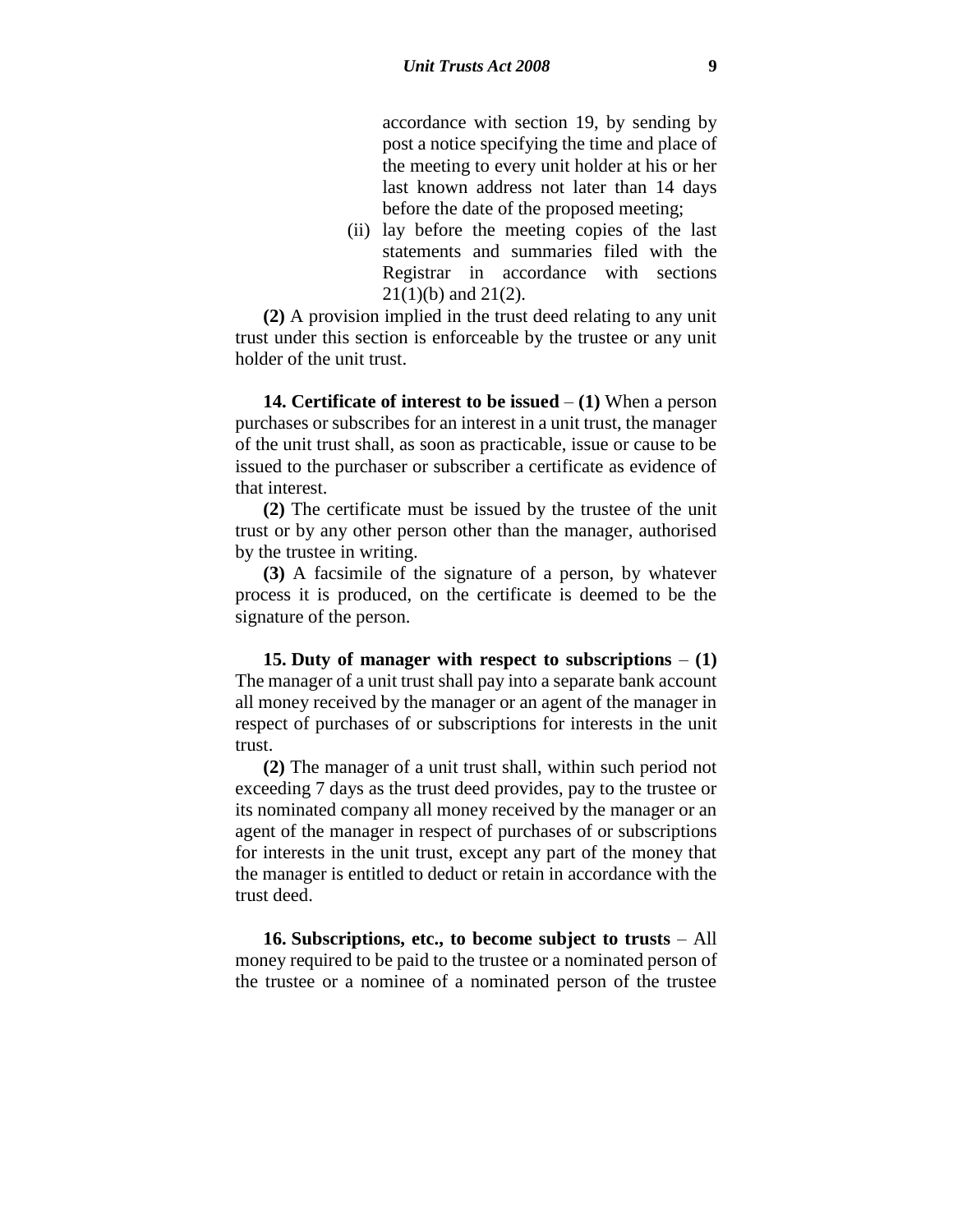accordance with section 19, by sending by post a notice specifying the time and place of the meeting to every unit holder at his or her last known address not later than 14 days before the date of the proposed meeting;

(ii) lay before the meeting copies of the last statements and summaries filed with the Registrar in accordance with sections 21(1)(b) and 21(2).

**(2)** A provision implied in the trust deed relating to any unit trust under this section is enforceable by the trustee or any unit holder of the unit trust.

**14. Certificate of interest to be issued** – **(1)** When a person purchases or subscribes for an interest in a unit trust, the manager of the unit trust shall, as soon as practicable, issue or cause to be issued to the purchaser or subscriber a certificate as evidence of that interest.

**(2)** The certificate must be issued by the trustee of the unit trust or by any other person other than the manager, authorised by the trustee in writing.

**(3)** A facsimile of the signature of a person, by whatever process it is produced, on the certificate is deemed to be the signature of the person.

**15. Duty of manager with respect to subscriptions** – **(1)** The manager of a unit trust shall pay into a separate bank account all money received by the manager or an agent of the manager in respect of purchases of or subscriptions for interests in the unit trust.

**(2)** The manager of a unit trust shall, within such period not exceeding 7 days as the trust deed provides, pay to the trustee or its nominated company all money received by the manager or an agent of the manager in respect of purchases of or subscriptions for interests in the unit trust, except any part of the money that the manager is entitled to deduct or retain in accordance with the trust deed.

**16. Subscriptions, etc., to become subject to trusts** – All money required to be paid to the trustee or a nominated person of the trustee or a nominee of a nominated person of the trustee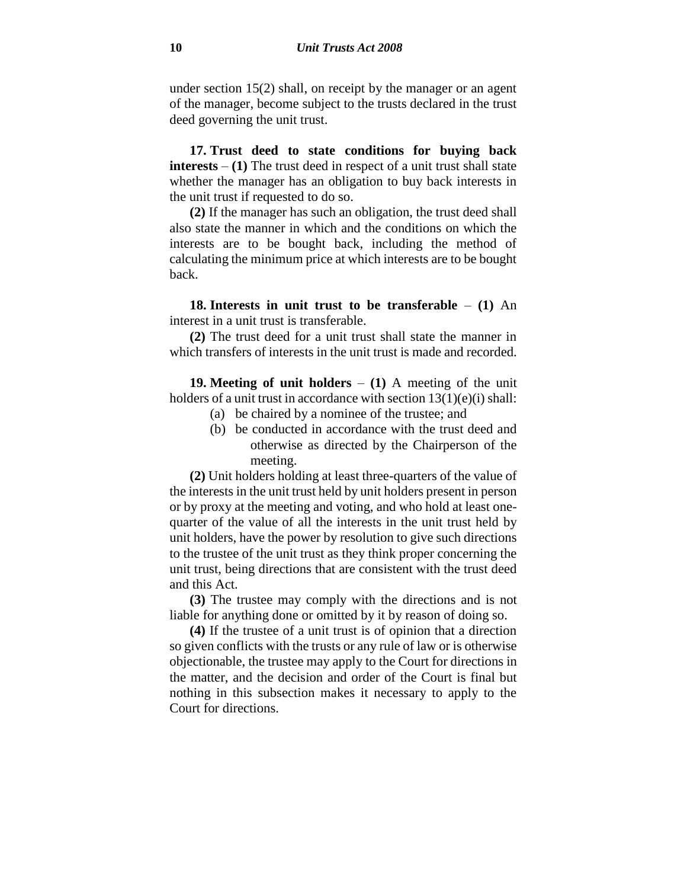under section 15(2) shall, on receipt by the manager or an agent of the manager, become subject to the trusts declared in the trust deed governing the unit trust.

**17. Trust deed to state conditions for buying back interests** – **(1)** The trust deed in respect of a unit trust shall state whether the manager has an obligation to buy back interests in the unit trust if requested to do so.

**(2)** If the manager has such an obligation, the trust deed shall also state the manner in which and the conditions on which the interests are to be bought back, including the method of calculating the minimum price at which interests are to be bought back.

**18. Interests in unit trust to be transferable** – **(1)** An interest in a unit trust is transferable.

**(2)** The trust deed for a unit trust shall state the manner in which transfers of interests in the unit trust is made and recorded.

**19. Meeting of unit holders** – **(1)** A meeting of the unit holders of a unit trust in accordance with section 13(1)(e)(i) shall:

(a) be chaired by a nominee of the trustee; and

(b) be conducted in accordance with the trust deed and otherwise as directed by the Chairperson of the meeting.

**(2)** Unit holders holding at least three-quarters of the value of the interests in the unit trust held by unit holders present in person or by proxy at the meeting and voting, and who hold at least one-quarter of the value of all the interests in the unit trust held by unit holders, have the power by resolution to give such directions to the trustee of the unit trust as they think proper concerning the unit trust, being directions that are consistent with the trust deed and this Act.

**(3)** The trustee may comply with the directions and is not liable for anything done or omitted by it by reason of doing so.

**(4)** If the trustee of a unit trust is of opinion that a direction so given conflicts with the trusts or any rule of law or is otherwise objectionable, the trustee may apply to the Court for directions in the matter, and the decision and order of the Court is final but nothing in this subsection makes it necessary to apply to the Court for directions.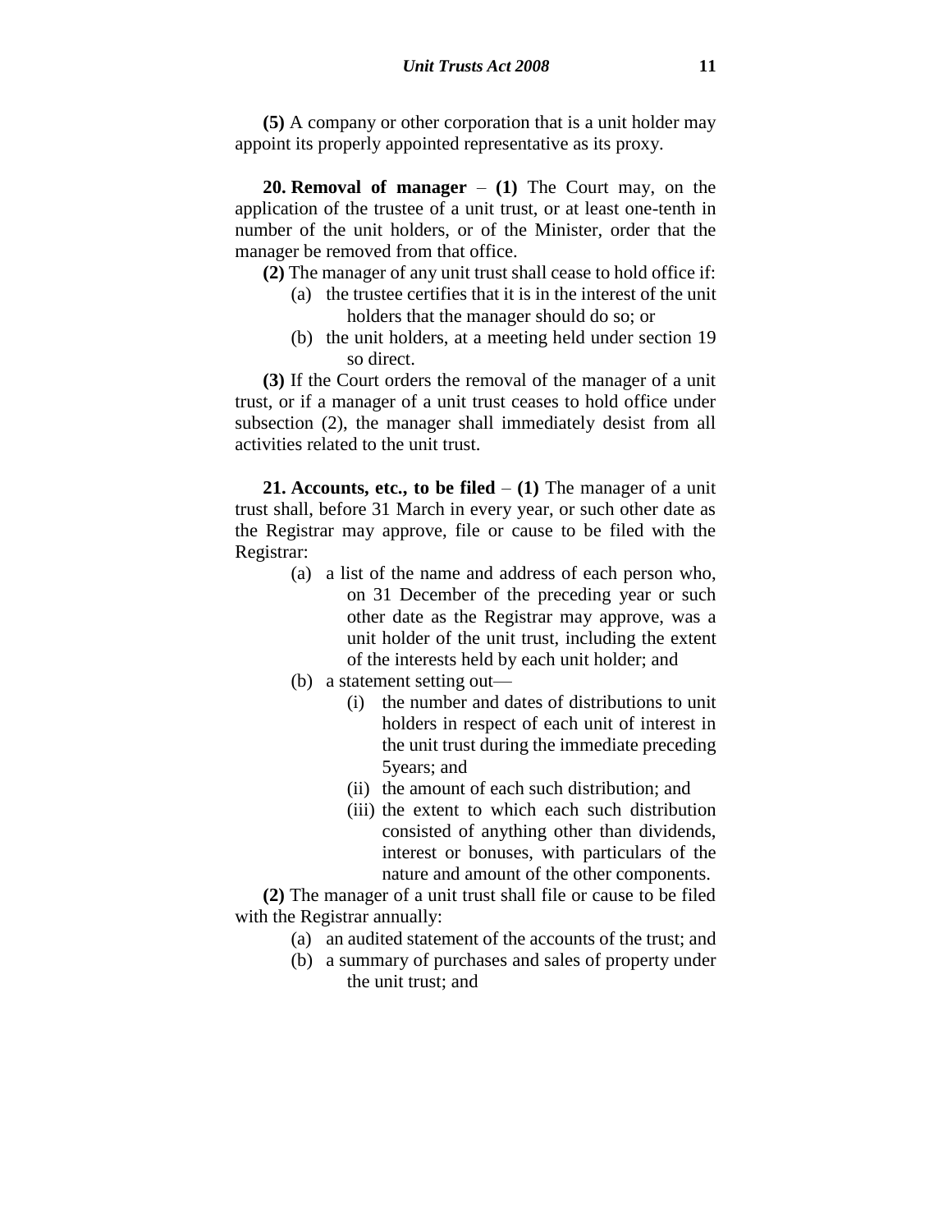**(5)** A company or other corporation that is a unit holder may appoint its properly appointed representative as its proxy.

**20. Removal of manager** – **(1)** The Court may, on the application of the trustee of a unit trust, or at least one-tenth in number of the unit holders, or of the Minister, order that the manager be removed from that office.

**(2)** The manager of any unit trust shall cease to hold office if:

- (a) the trustee certifies that it is in the interest of the unit holders that the manager should do so; or
- (b) the unit holders, at a meeting held under section 19 so direct.

**(3)** If the Court orders the removal of the manager of a unit trust, or if a manager of a unit trust ceases to hold office under subsection (2), the manager shall immediately desist from all activities related to the unit trust.

**21. Accounts, etc., to be filed** – **(1)** The manager of a unit trust shall, before 31 March in every year, or such other date as the Registrar may approve, file or cause to be filed with the Registrar:

- (a) a list of the name and address of each person who, on 31 December of the preceding year or such other date as the Registrar may approve, was a unit holder of the unit trust, including the extent of the interests held by each unit holder; and
- (b) a statement setting out—
  - (i) the number and dates of distributions to unit holders in respect of each unit of interest in the unit trust during the immediate preceding 5years; and
  - (ii) the amount of each such distribution; and
  - (iii) the extent to which each such distribution consisted of anything other than dividends, interest or bonuses, with particulars of the nature and amount of the other components.

**(2)** The manager of a unit trust shall file or cause to be filed with the Registrar annually:

- (a) an audited statement of the accounts of the trust; and
- (b) a summary of purchases and sales of property under the unit trust; and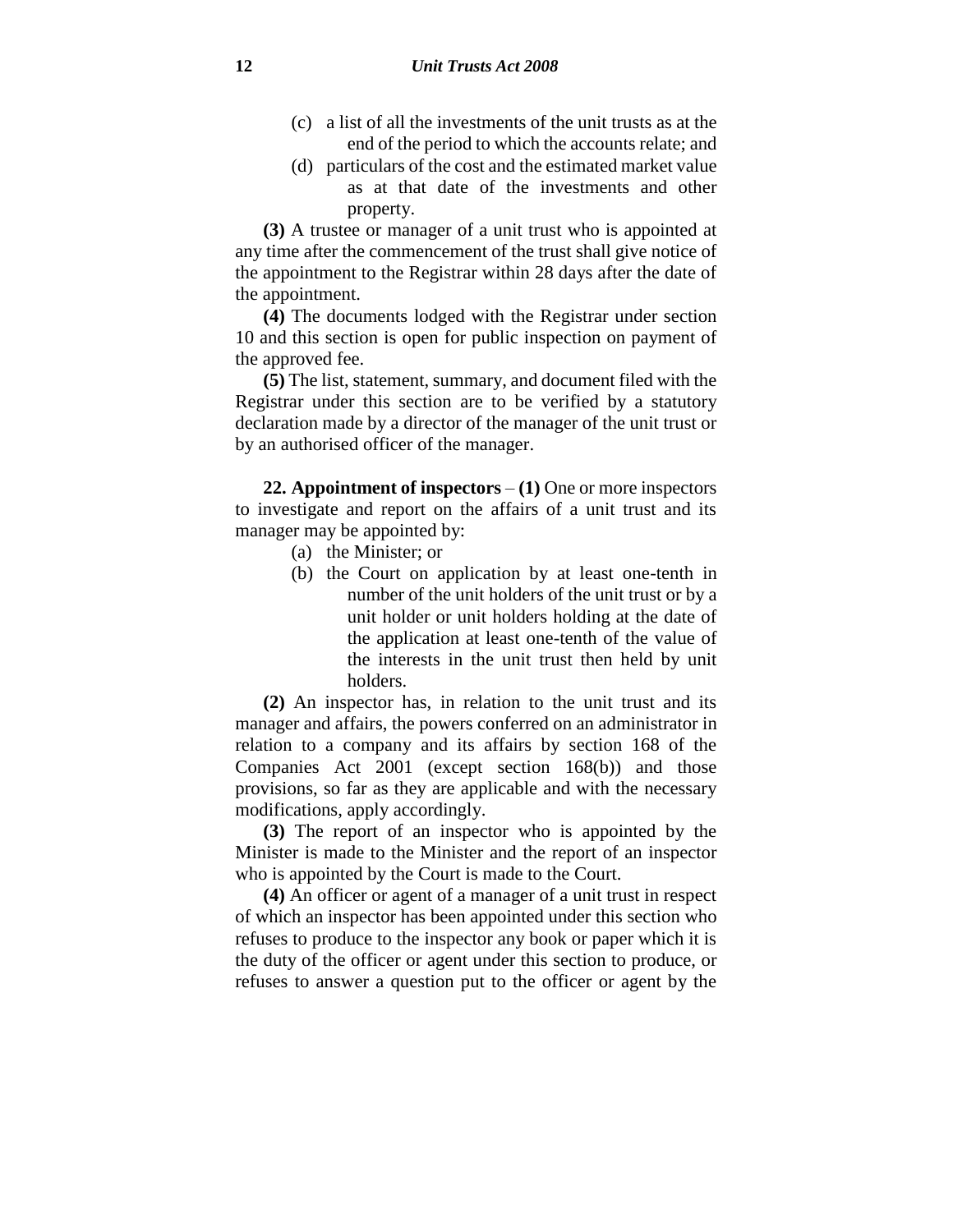(c) a list of all the investments of the unit trusts as at the end of the period to which the accounts relate; and

(d) particulars of the cost and the estimated market value as at that date of the investments and other property.

**(3)** A trustee or manager of a unit trust who is appointed at any time after the commencement of the trust shall give notice of the appointment to the Registrar within 28 days after the date of the appointment.

**(4)** The documents lodged with the Registrar under section 10 and this section is open for public inspection on payment of the approved fee.

**(5)** The list, statement, summary, and document filed with the Registrar under this section are to be verified by a statutory declaration made by a director of the manager of the unit trust or by an authorised officer of the manager.

**22. Appointment of inspectors** – **(1)** One or more inspectors to investigate and report on the affairs of a unit trust and its manager may be appointed by:

(a) the Minister; or

(b) the Court on application by at least one-tenth in number of the unit holders of the unit trust or by a unit holder or unit holders holding at the date of the application at least one-tenth of the value of the interests in the unit trust then held by unit holders.

**(2)** An inspector has, in relation to the unit trust and its manager and affairs, the powers conferred on an administrator in relation to a company and its affairs by section 168 of the Companies Act 2001 (except section 168(b)) and those provisions, so far as they are applicable and with the necessary modifications, apply accordingly.

**(3)** The report of an inspector who is appointed by the Minister is made to the Minister and the report of an inspector who is appointed by the Court is made to the Court.

**(4)** An officer or agent of a manager of a unit trust in respect of which an inspector has been appointed under this section who refuses to produce to the inspector any book or paper which it is the duty of the officer or agent under this section to produce, or refuses to answer a question put to the officer or agent by the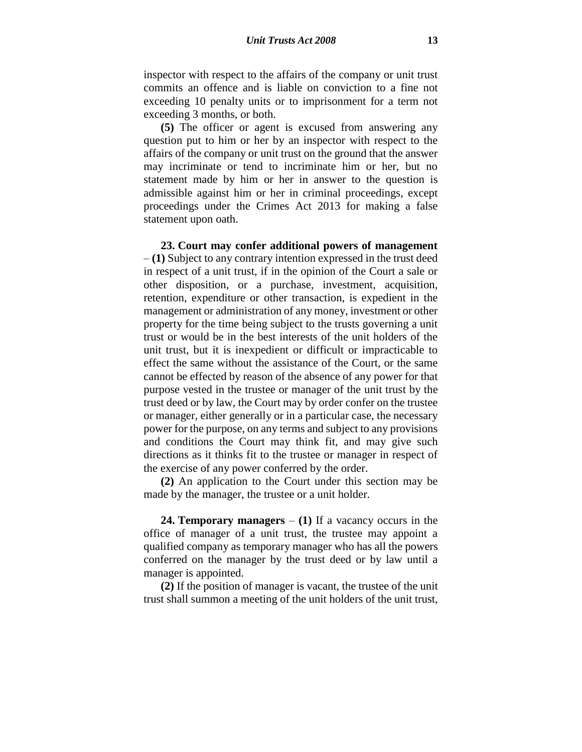inspector with respect to the affairs of the company or unit trust commits an offence and is liable on conviction to a fine not exceeding 10 penalty units or to imprisonment for a term not exceeding 3 months, or both.

**(5)** The officer or agent is excused from answering any question put to him or her by an inspector with respect to the affairs of the company or unit trust on the ground that the answer may incriminate or tend to incriminate him or her, but no statement made by him or her in answer to the question is admissible against him or her in criminal proceedings, except proceedings under the Crimes Act 2013 for making a false statement upon oath.

**23. Court may confer additional powers of management** – **(1)** Subject to any contrary intention expressed in the trust deed in respect of a unit trust, if in the opinion of the Court a sale or other disposition, or a purchase, investment, acquisition, retention, expenditure or other transaction, is expedient in the management or administration of any money, investment or other property for the time being subject to the trusts governing a unit trust or would be in the best interests of the unit holders of the unit trust, but it is inexpedient or difficult or impracticable to effect the same without the assistance of the Court, or the same cannot be effected by reason of the absence of any power for that purpose vested in the trustee or manager of the unit trust by the trust deed or by law, the Court may by order confer on the trustee or manager, either generally or in a particular case, the necessary power for the purpose, on any terms and subject to any provisions and conditions the Court may think fit, and may give such directions as it thinks fit to the trustee or manager in respect of the exercise of any power conferred by the order.

**(2)** An application to the Court under this section may be made by the manager, the trustee or a unit holder.

**24. Temporary managers** – **(1)** If a vacancy occurs in the office of manager of a unit trust, the trustee may appoint a qualified company as temporary manager who has all the powers conferred on the manager by the trust deed or by law until a manager is appointed.

**(2)** If the position of manager is vacant, the trustee of the unit trust shall summon a meeting of the unit holders of the unit trust,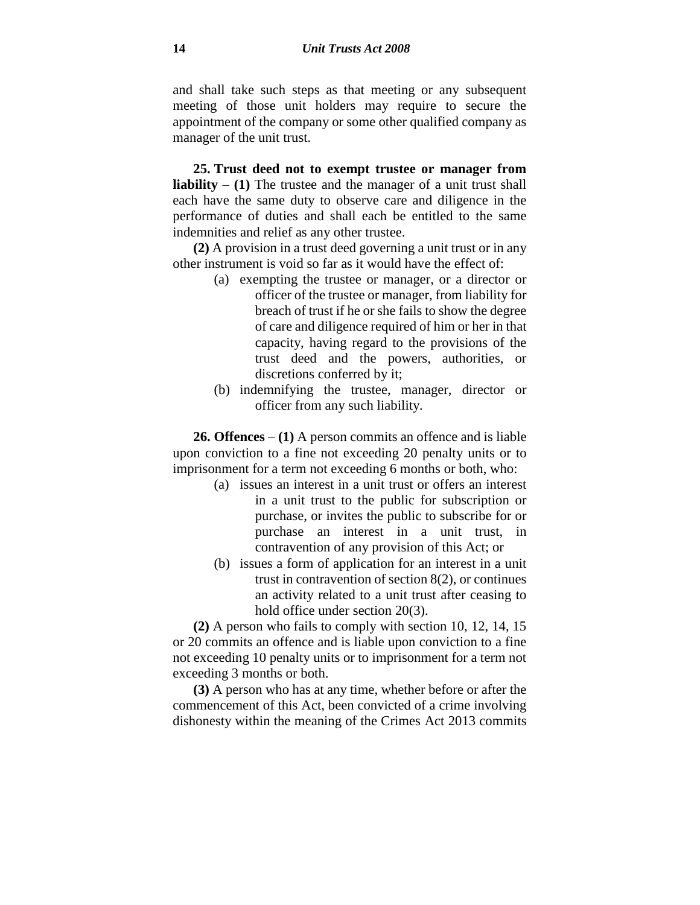and shall take such steps as that meeting or any subsequent meeting of those unit holders may require to secure the appointment of the company or some other qualified company as manager of the unit trust.

**25. Trust deed not to exempt trustee or manager from liability** – **(1)** The trustee and the manager of a unit trust shall each have the same duty to observe care and diligence in the performance of duties and shall each be entitled to the same indemnities and relief as any other trustee.

**(2)** A provision in a trust deed governing a unit trust or in any other instrument is void so far as it would have the effect of:

(a) exempting the trustee or manager, or a director or officer of the trustee or manager, from liability for breach of trust if he or she fails to show the degree of care and diligence required of him or her in that capacity, having regard to the provisions of the trust deed and the powers, authorities, or discretions conferred by it;

(b) indemnifying the trustee, manager, director or officer from any such liability.

**26. Offences** – **(1)** A person commits an offence and is liable upon conviction to a fine not exceeding 20 penalty units or to imprisonment for a term not exceeding 6 months or both, who:

(a) issues an interest in a unit trust or offers an interest in a unit trust to the public for subscription or purchase, or invites the public to subscribe for or purchase an interest in a unit trust, in contravention of any provision of this Act; or

(b) issues a form of application for an interest in a unit trust in contravention of section 8(2), or continues an activity related to a unit trust after ceasing to hold office under section 20(3).

**(2)** A person who fails to comply with section 10, 12, 14, 15 or 20 commits an offence and is liable upon conviction to a fine not exceeding 10 penalty units or to imprisonment for a term not exceeding 3 months or both.

**(3)** A person who has at any time, whether before or after the commencement of this Act, been convicted of a crime involving dishonesty within the meaning of the Crimes Act 2013 commits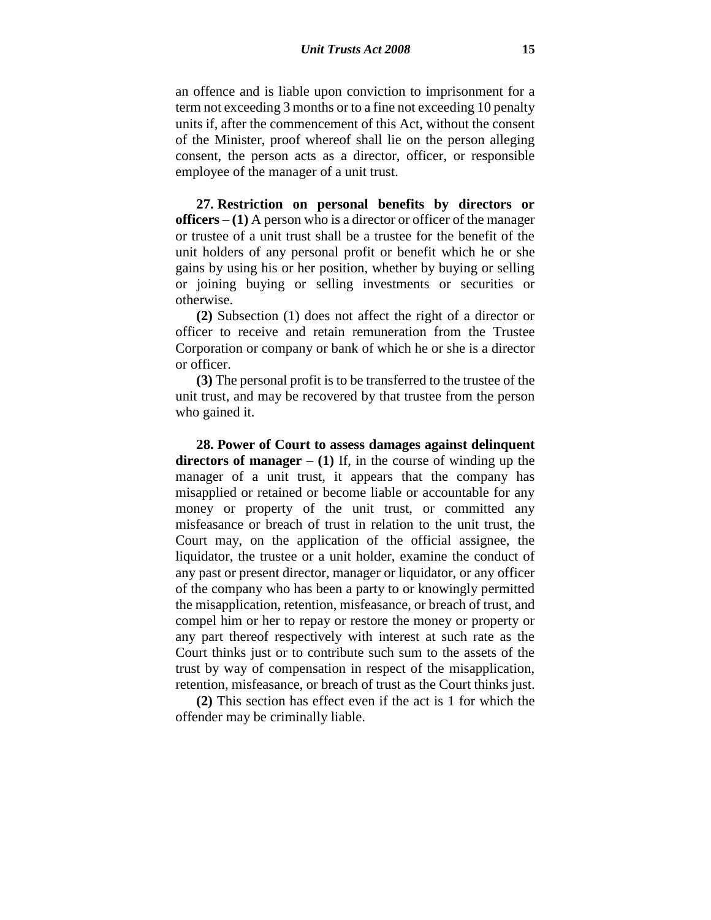an offence and is liable upon conviction to imprisonment for a term not exceeding 3 months or to a fine not exceeding 10 penalty units if, after the commencement of this Act, without the consent of the Minister, proof whereof shall lie on the person alleging consent, the person acts as a director, officer, or responsible employee of the manager of a unit trust.

**27. Restriction on personal benefits by directors or officers** – **(1)** A person who is a director or officer of the manager or trustee of a unit trust shall be a trustee for the benefit of the unit holders of any personal profit or benefit which he or she gains by using his or her position, whether by buying or selling or joining buying or selling investments or securities or otherwise.

**(2)** Subsection (1) does not affect the right of a director or officer to receive and retain remuneration from the Trustee Corporation or company or bank of which he or she is a director or officer.

**(3)** The personal profit is to be transferred to the trustee of the unit trust, and may be recovered by that trustee from the person who gained it.

**28. Power of Court to assess damages against delinquent directors of manager** – **(1)** If, in the course of winding up the manager of a unit trust, it appears that the company has misapplied or retained or become liable or accountable for any money or property of the unit trust, or committed any misfeasance or breach of trust in relation to the unit trust, the Court may, on the application of the official assignee, the liquidator, the trustee or a unit holder, examine the conduct of any past or present director, manager or liquidator, or any officer of the company who has been a party to or knowingly permitted the misapplication, retention, misfeasance, or breach of trust, and compel him or her to repay or restore the money or property or any part thereof respectively with interest at such rate as the Court thinks just or to contribute such sum to the assets of the trust by way of compensation in respect of the misapplication, retention, misfeasance, or breach of trust as the Court thinks just.

**(2)** This section has effect even if the act is 1 for which the offender may be criminally liable.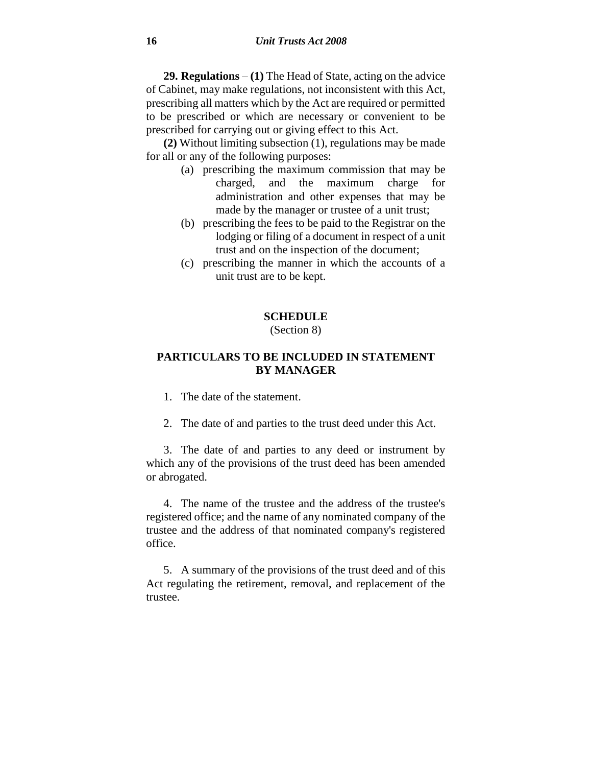**29. Regulations** – **(1)** The Head of State, acting on the advice of Cabinet, may make regulations, not inconsistent with this Act, prescribing all matters which by the Act are required or permitted to be prescribed or which are necessary or convenient to be prescribed for carrying out or giving effect to this Act.

**(2)** Without limiting subsection (1), regulations may be made for all or any of the following purposes:

(a) prescribing the maximum commission that may be charged, and the maximum charge for administration and other expenses that may be made by the manager or trustee of a unit trust;

(b) prescribing the fees to be paid to the Registrar on the lodging or filing of a document in respect of a unit trust and on the inspection of the document;

(c) prescribing the manner in which the accounts of a unit trust are to be kept.

## SCHEDULE

(Section 8)

## PARTICULARS TO BE INCLUDED IN STATEMENT BY MANAGER

1. The date of the statement.

2. The date of and parties to the trust deed under this Act.

3. The date of and parties to any deed or instrument by which any of the provisions of the trust deed has been amended or abrogated.

4. The name of the trustee and the address of the trustee's registered office; and the name of any nominated company of the trustee and the address of that nominated company's registered office.

5. A summary of the provisions of the trust deed and of this Act regulating the retirement, removal, and replacement of the trustee.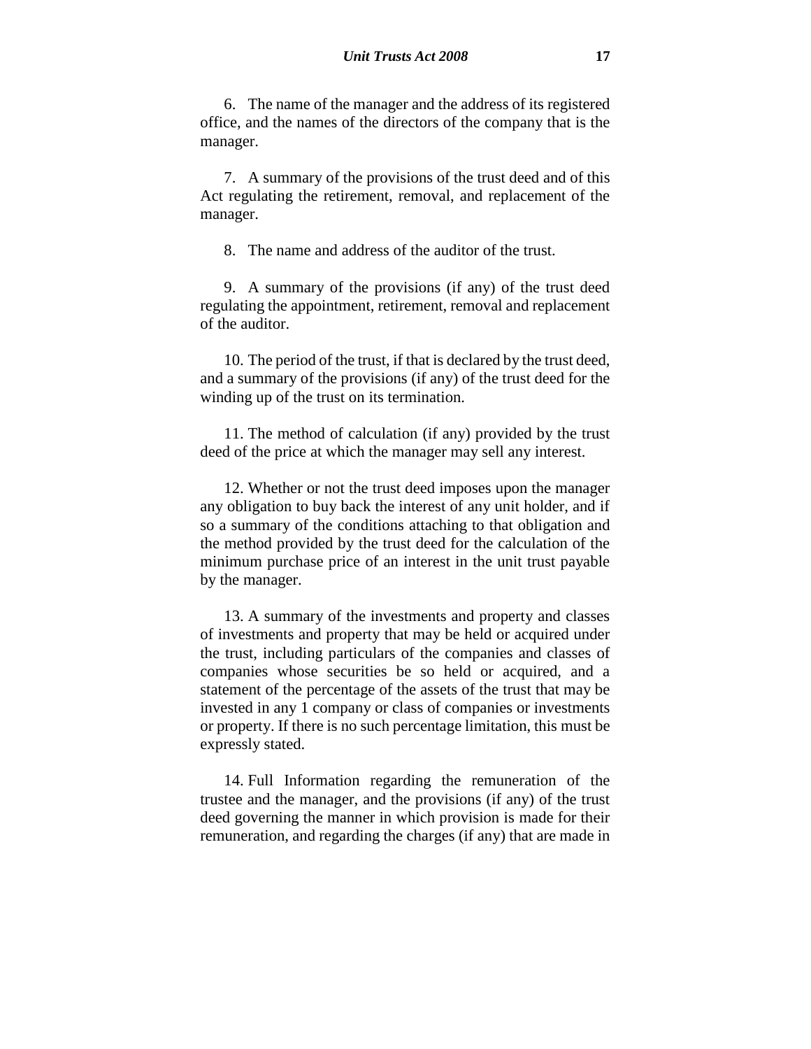6. The name of the manager and the address of its registered office, and the names of the directors of the company that is the manager.

7. A summary of the provisions of the trust deed and of this Act regulating the retirement, removal, and replacement of the manager.

8. The name and address of the auditor of the trust.

9. A summary of the provisions (if any) of the trust deed regulating the appointment, retirement, removal and replacement of the auditor.

10. The period of the trust, if that is declared by the trust deed, and a summary of the provisions (if any) of the trust deed for the winding up of the trust on its termination.

11. The method of calculation (if any) provided by the trust deed of the price at which the manager may sell any interest.

12. Whether or not the trust deed imposes upon the manager any obligation to buy back the interest of any unit holder, and if so a summary of the conditions attaching to that obligation and the method provided by the trust deed for the calculation of the minimum purchase price of an interest in the unit trust payable by the manager.

13. A summary of the investments and property and classes of investments and property that may be held or acquired under the trust, including particulars of the companies and classes of companies whose securities be so held or acquired, and a statement of the percentage of the assets of the trust that may be invested in any 1 company or class of companies or investments or property. If there is no such percentage limitation, this must be expressly stated.

14. Full Information regarding the remuneration of the trustee and the manager, and the provisions (if any) of the trust deed governing the manner in which provision is made for their remuneration, and regarding the charges (if any) that are made in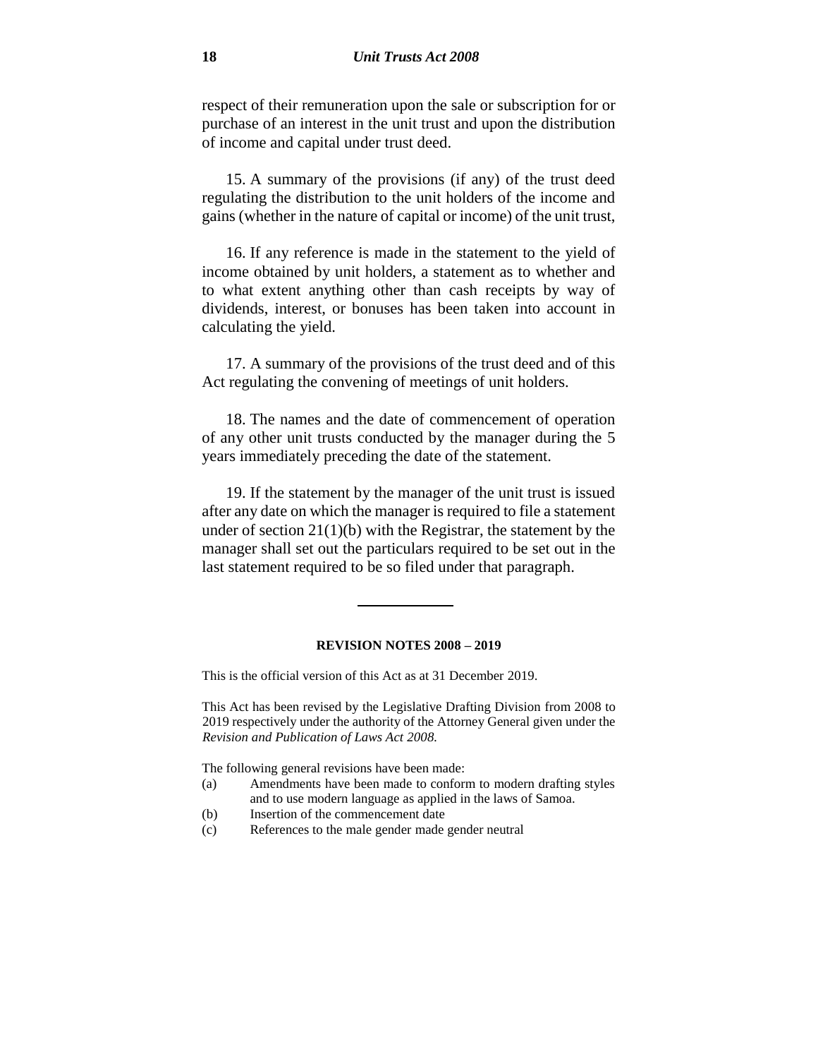respect of their remuneration upon the sale or subscription for or purchase of an interest in the unit trust and upon the distribution of income and capital under trust deed.

15. A summary of the provisions (if any) of the trust deed regulating the distribution to the unit holders of the income and gains (whether in the nature of capital or income) of the unit trust,

16. If any reference is made in the statement to the yield of income obtained by unit holders, a statement as to whether and to what extent anything other than cash receipts by way of dividends, interest, or bonuses has been taken into account in calculating the yield.

17. A summary of the provisions of the trust deed and of this Act regulating the convening of meetings of unit holders.

18. The names and the date of commencement of operation of any other unit trusts conducted by the manager during the 5 years immediately preceding the date of the statement.

19. If the statement by the manager of the unit trust is issued after any date on which the manager is required to file a statement under of section 21(1)(b) with the Registrar, the statement by the manager shall set out the particulars required to be set out in the last statement required to be so filed under that paragraph.

---

**REVISION NOTES 2008 – 2019**

This is the official version of this Act as at 31 December 2019.

This Act has been revised by the Legislative Drafting Division from 2008 to 2019 respectively under the authority of the Attorney General given under the *Revision and Publication of Laws Act 2008.*

The following general revisions have been made:

(a) Amendments have been made to conform to modern drafting styles and to use modern language as applied in the laws of Samoa.
(b) Insertion of the commencement date
(c) References to the male gender made gender neutral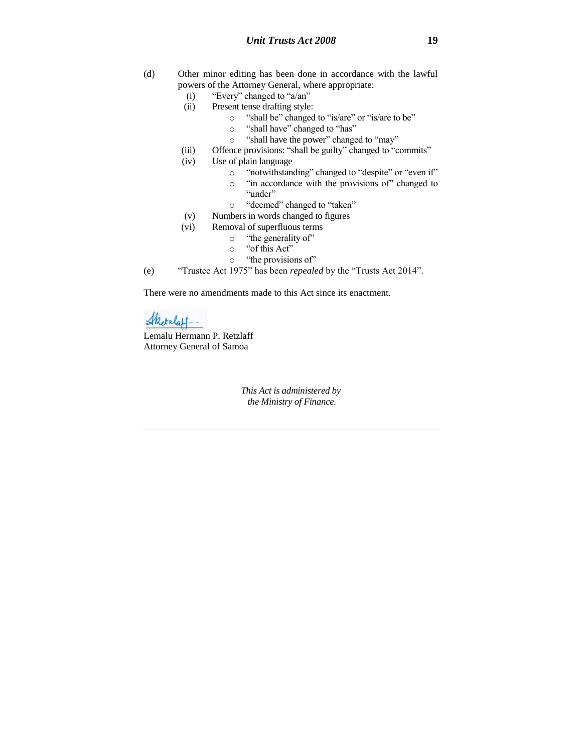(d) Other minor editing has been done in accordance with the lawful powers of the Attorney General, where appropriate:

   (i) "Every" changed to "a/an"

   (ii) Present tense drafting style:
      - "shall be" changed to "is/are" or "is/are to be"
      - "shall have" changed to "has"
      - "shall have the power" changed to "may"

   (iii) Offence provisions: "shall be guilty" changed to "commits"

   (iv) Use of plain language
      - "notwithstanding" changed to "despite" or "even if"
      - "in accordance with the provisions of" changed to "under"
      - "deemed" changed to "taken"

   (v) Numbers in words changed to figures

   (vi) Removal of superfluous terms
      - "the generality of"
      - "of this Act"
      - "the provisions of"

(e) "Trustee Act 1975" has been *repealed* by the "Trusts Act 2014".

There were no amendments made to this Act since its enactment.

Lemalu Hermann P. Retzlaff
Attorney General of Samoa

*This Act is administered by the Ministry of Finance.*